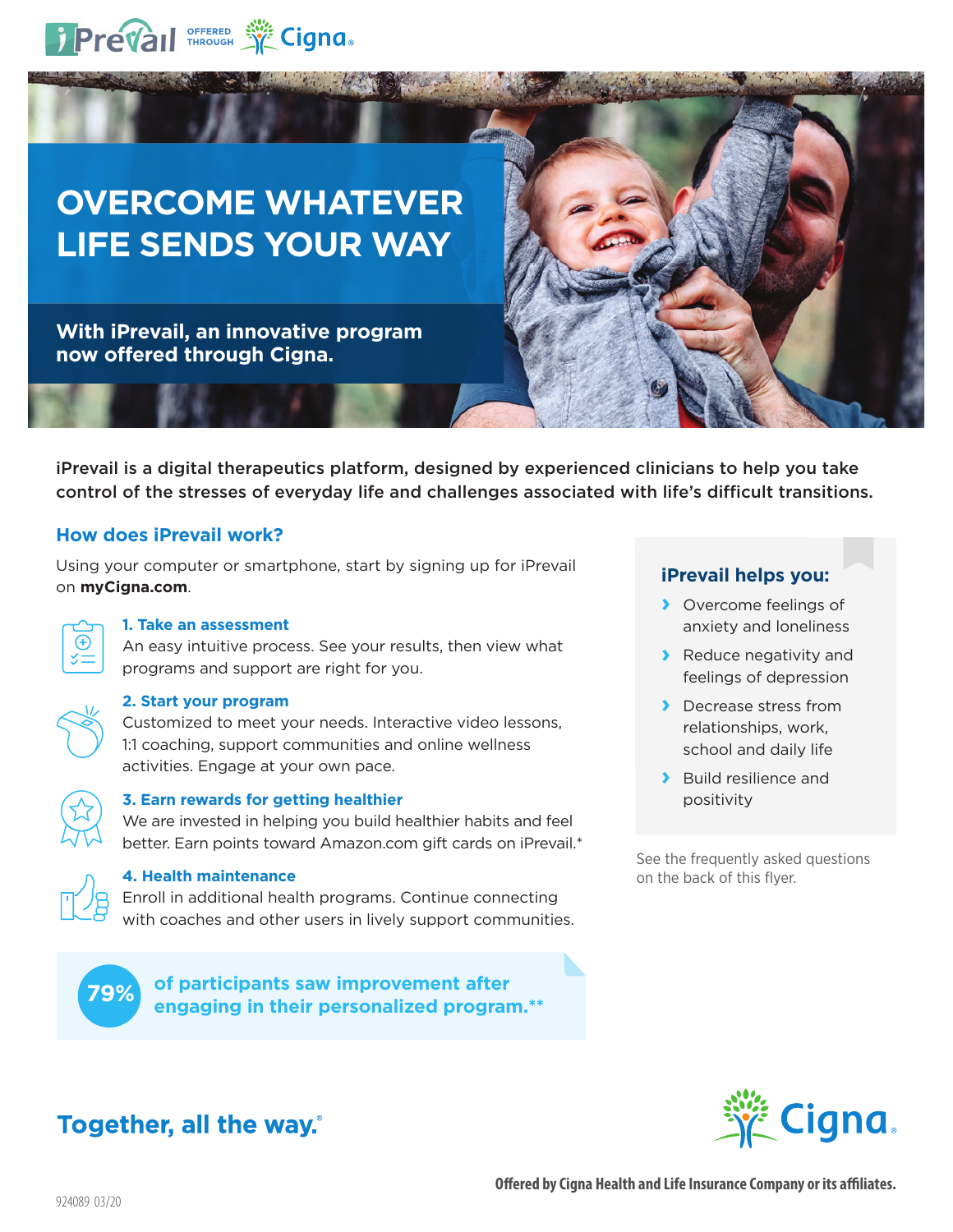iPrevail OFFERED THROUGH Cigna

# OVERCOME WHATEVER LIFE SENDS YOUR WAY

**With iPrevail, an innovative program now offered through Cigna.**

**iPrevail is a digital therapeutics platform, designed by experienced clinicians to help you take control of the stresses of everyday life and challenges associated with life's difficult transitions.**

## How does iPrevail work?

Using your computer or smartphone, start by signing up for iPrevail on **myCigna.com**.

### 1. Take an assessment

An easy intuitive process. See your results, then view what programs and support are right for you.

### 2. Start your program

Customized to meet your needs. Interactive video lessons, 1:1 coaching, support communities and online wellness activities. Engage at your own pace.

### 3. Earn rewards for getting healthier

We are invested in helping you build healthier habits and feel better. Earn points toward Amazon.com gift cards on iPrevail.*

### 4. Health maintenance

Enroll in additional health programs. Continue connecting with coaches and other users in lively support communities.

**79% of participants saw improvement after engaging in their personalized program.****

## iPrevail helps you:

- Overcome feelings of anxiety and loneliness
- Reduce negativity and feelings of depression
- Decrease stress from relationships, work, school and daily life
- Build resilience and positivity

See the frequently asked questions on the back of this flyer.

**Together, all the way.®**

Cigna.

**Offered by Cigna Health and Life Insurance Company or its affiliates.**

924089 03/20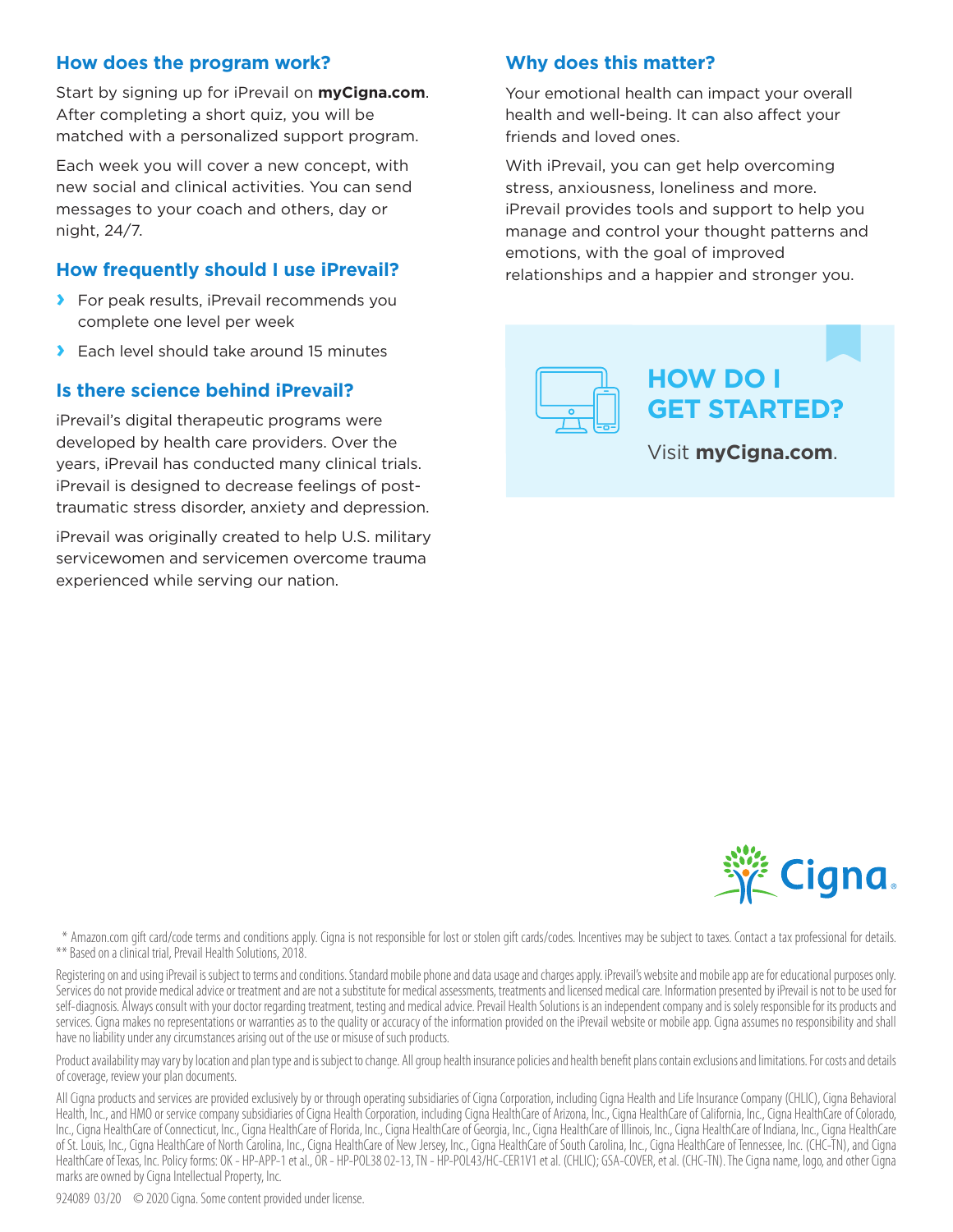## How does the program work?

Start by signing up for iPrevail on **myCigna.com**. After completing a short quiz, you will be matched with a personalized support program.

Each week you will cover a new concept, with new social and clinical activities. You can send messages to your coach and others, day or night, 24/7.

## How frequently should I use iPrevail?

- For peak results, iPrevail recommends you complete one level per week
- Each level should take around 15 minutes

## Is there science behind iPrevail?

iPrevail's digital therapeutic programs were developed by health care providers. Over the years, iPrevail has conducted many clinical trials. iPrevail is designed to decrease feelings of post-traumatic stress disorder, anxiety and depression.

iPrevail was originally created to help U.S. military servicewomen and servicemen overcome trauma experienced while serving our nation.

## Why does this matter?

Your emotional health can impact your overall health and well-being. It can also affect your friends and loved ones.

With iPrevail, you can get help overcoming stress, anxiousness, loneliness and more. iPrevail provides tools and support to help you manage and control your thought patterns and emotions, with the goal of improved relationships and a happier and stronger you.

## HOW DO I GET STARTED?

Visit **myCigna.com**.

Cigna.

\* Amazon.com gift card/code terms and conditions apply. Cigna is not responsible for lost or stolen gift cards/codes. Incentives may be subject to taxes. Contact a tax professional for details.
** Based on a clinical trial, Prevail Health Solutions, 2018.

Registering on and using iPrevail is subject to terms and conditions. Standard mobile phone and data usage and charges apply. iPrevail's website and mobile app are for educational purposes only. Services do not provide medical advice or treatment and are not a substitute for medical assessments, treatments and licensed medical care. Information presented by iPrevail is not to be used for self-diagnosis. Always consult with your doctor regarding treatment, testing and medical advice. Prevail Health Solutions is an independent company and is solely responsible for its products and services. Cigna makes no representations or warranties as to the quality or accuracy of the information provided on the iPrevail website or mobile app. Cigna assumes no responsibility and shall have no liability under any circumstances arising out of the use or misuse of such products.

Product availability may vary by location and plan type and is subject to change. All group health insurance policies and health benefit plans contain exclusions and limitations. For costs and details of coverage, review your plan documents.

All Cigna products and services are provided exclusively by or through operating subsidiaries of Cigna Corporation, including Cigna Health and Life Insurance Company (CHLIC), Cigna Behavioral Health, Inc., and HMO or service company subsidiaries of Cigna Health Corporation, including Cigna HealthCare of Arizona, Inc., Cigna HealthCare of California, Inc., Cigna HealthCare of Colorado, Inc., Cigna HealthCare of Connecticut, Inc., Cigna HealthCare of Florida, Inc., Cigna HealthCare of Georgia, Inc., Cigna HealthCare of Illinois, Inc., Cigna HealthCare of Indiana, Inc., Cigna HealthCare of St. Louis, Inc., Cigna HealthCare of North Carolina, Inc., Cigna HealthCare of New Jersey, Inc., Cigna HealthCare of South Carolina, Inc., Cigna HealthCare of Tennessee, Inc. (CHC-TN), and Cigna HealthCare of Texas, Inc. Policy forms: OK - HP-APP-1 et al., OR - HP-POL38 02-13, TN - HP-POL43/HC-CER1V1 et al. (CHLIC); GSA-COVER, et al. (CHC-TN). The Cigna name, logo, and other Cigna marks are owned by Cigna Intellectual Property, Inc.

924089 03/20 © 2020 Cigna. Some content provided under license.